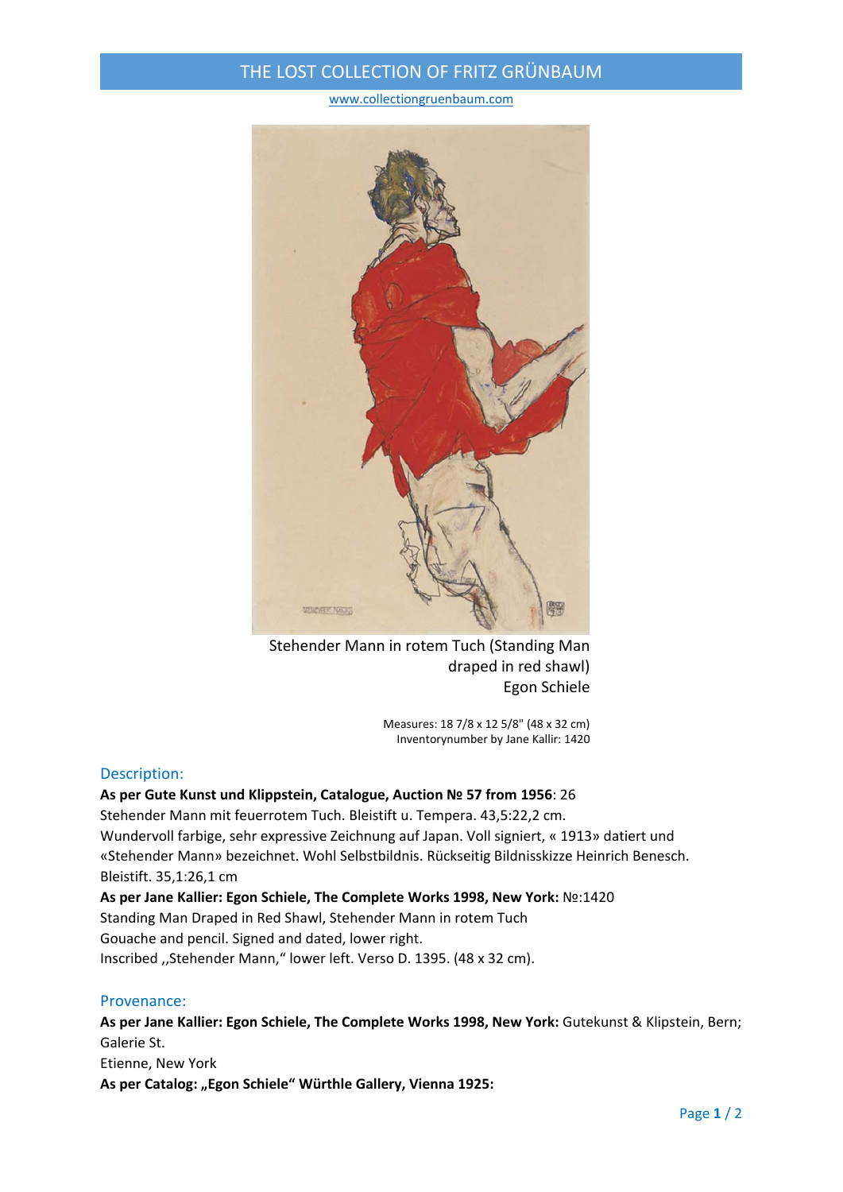# THE LOST COLLECTION OF FRITZ GRÜNBAUM

www.collectiongruenbaum.com

Stehender Mann in rotem Tuch (Standing Man draped in red shawl)
Egon Schiele

Measures: 18 7/8 x 12 5/8" (48 x 32 cm)
Inventorynumber by Jane Kallir: 1420

## Description:

**As per Gute Kunst und Klippstein, Catalogue, Auction № 57 from 1956**: 26
Stehender Mann mit feuerrotem Tuch. Bleistift u. Tempera. 43,5:22,2 cm.
Wundervoll farbige, sehr expressive Zeichnung auf Japan. Voll signiert, « 1913» datiert und «Stehender Mann» bezeichnet. Wohl Selbstbildnis. Rückseitig Bildnisskizze Heinrich Benesch. Bleistift. 35,1:26,1 cm

**As per Jane Kallier: Egon Schiele, The Complete Works 1998, New York:** №:1420
Standing Man Draped in Red Shawl, Stehender Mann in rotem Tuch
Gouache and pencil. Signed and dated, lower right.
Inscribed ,,Stehender Mann,“ lower left. Verso D. 1395. (48 x 32 cm).

## Provenance:

**As per Jane Kallier: Egon Schiele, The Complete Works 1998, New York:** Gutekunst & Klipstein, Bern; Galerie St.
Etienne, New York

**As per Catalog: „Egon Schiele“ Würthle Gallery, Vienna 1925:**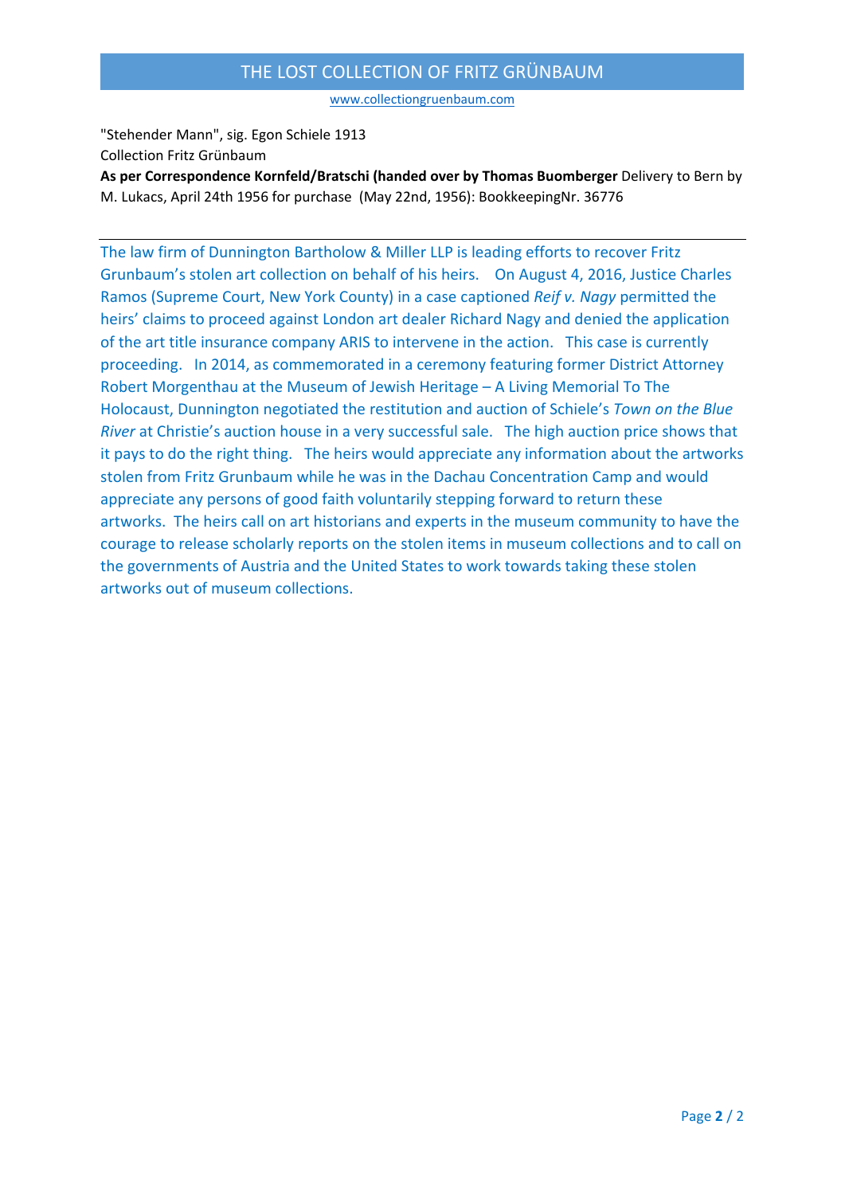"Stehender Mann", sig. Egon Schiele 1913

Collection Fritz Grünbaum

**As per Correspondence Kornfeld/Bratschi (handed over by Thomas Buomberger** Delivery to Bern by M. Lukacs, April 24th 1956 for purchase (May 22nd, 1956): BookkeepingNr. 36776

---

The law firm of Dunnington Bartholow & Miller LLP is leading efforts to recover Fritz Grunbaum's stolen art collection on behalf of his heirs. On August 4, 2016, Justice Charles Ramos (Supreme Court, New York County) in a case captioned *Reif v. Nagy* permitted the heirs' claims to proceed against London art dealer Richard Nagy and denied the application of the art title insurance company ARIS to intervene in the action. This case is currently proceeding. In 2014, as commemorated in a ceremony featuring former District Attorney Robert Morgenthau at the Museum of Jewish Heritage – A Living Memorial To The Holocaust, Dunnington negotiated the restitution and auction of Schiele's *Town on the Blue River* at Christie's auction house in a very successful sale. The high auction price shows that it pays to do the right thing. The heirs would appreciate any information about the artworks stolen from Fritz Grunbaum while he was in the Dachau Concentration Camp and would appreciate any persons of good faith voluntarily stepping forward to return these artworks. The heirs call on art historians and experts in the museum community to have the courage to release scholarly reports on the stolen items in museum collections and to call on the governments of Austria and the United States to work towards taking these stolen artworks out of museum collections.